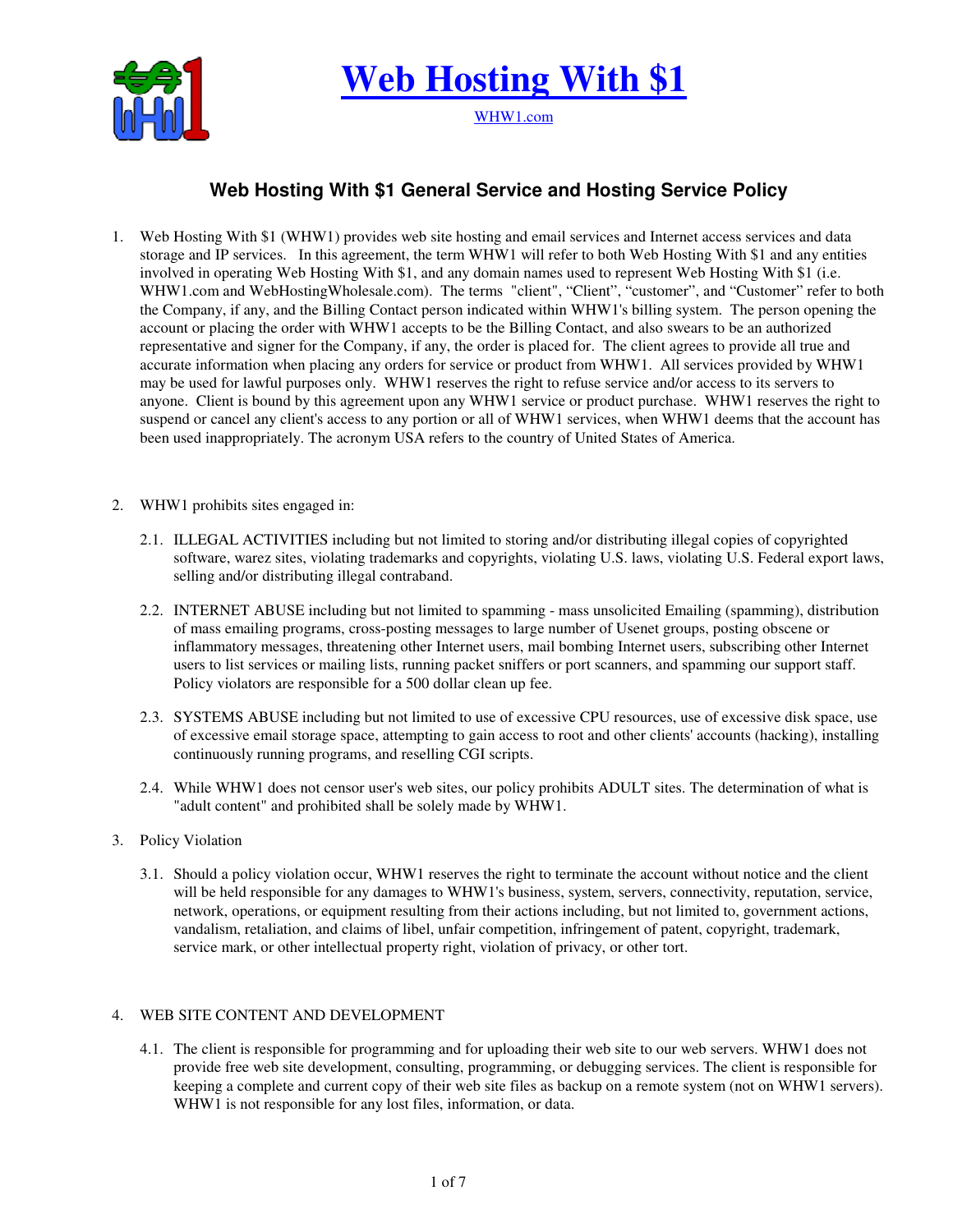# Web Hosting With $1

WHW1.com

## Web Hosting With $1 General Service and Hosting Service Policy

1. Web Hosting With $1 (WHW1) provides web site hosting and email services and Internet access services and data storage and IP services. In this agreement, the term WHW1 will refer to both Web Hosting With $1 and any entities involved in operating Web Hosting With $1, and any domain names used to represent Web Hosting With $1 (i.e. WHW1.com and WebHostingWholesale.com). The terms "client", "Client", "customer", and "Customer" refer to both the Company, if any, and the Billing Contact person indicated within WHW1's billing system. The person opening the account or placing the order with WHW1 accepts to be the Billing Contact, and also swears to be an authorized representative and signer for the Company, if any, the order is placed for. The client agrees to provide all true and accurate information when placing any orders for service or product from WHW1. All services provided by WHW1 may be used for lawful purposes only. WHW1 reserves the right to refuse service and/or access to its servers to anyone. Client is bound by this agreement upon any WHW1 service or product purchase. WHW1 reserves the right to suspend or cancel any client's access to any portion or all of WHW1 services, when WHW1 deems that the account has been used inappropriately. The acronym USA refers to the country of United States of America.

2. WHW1 prohibits sites engaged in:

   2.1. ILLEGAL ACTIVITIES including but not limited to storing and/or distributing illegal copies of copyrighted software, warez sites, violating trademarks and copyrights, violating U.S. laws, violating U.S. Federal export laws, selling and/or distributing illegal contraband.

   2.2. INTERNET ABUSE including but not limited to spamming - mass unsolicited Emailing (spamming), distribution of mass emailing programs, cross-posting messages to large number of Usenet groups, posting obscene or inflammatory messages, threatening other Internet users, mail bombing Internet users, subscribing other Internet users to list services or mailing lists, running packet sniffers or port scanners, and spamming our support staff. Policy violators are responsible for a 500 dollar clean up fee.

   2.3. SYSTEMS ABUSE including but not limited to use of excessive CPU resources, use of excessive disk space, use of excessive email storage space, attempting to gain access to root and other clients' accounts (hacking), installing continuously running programs, and reselling CGI scripts.

   2.4. While WHW1 does not censor user's web sites, our policy prohibits ADULT sites. The determination of what is "adult content" and prohibited shall be solely made by WHW1.

3. Policy Violation

   3.1. Should a policy violation occur, WHW1 reserves the right to terminate the account without notice and the client will be held responsible for any damages to WHW1's business, system, servers, connectivity, reputation, service, network, operations, or equipment resulting from their actions including, but not limited to, government actions, vandalism, retaliation, and claims of libel, unfair competition, infringement of patent, copyright, trademark, service mark, or other intellectual property right, violation of privacy, or other tort.

4. WEB SITE CONTENT AND DEVELOPMENT

   4.1. The client is responsible for programming and for uploading their web site to our web servers. WHW1 does not provide free web site development, consulting, programming, or debugging services. The client is responsible for keeping a complete and current copy of their web site files as backup on a remote system (not on WHW1 servers). WHW1 is not responsible for any lost files, information, or data.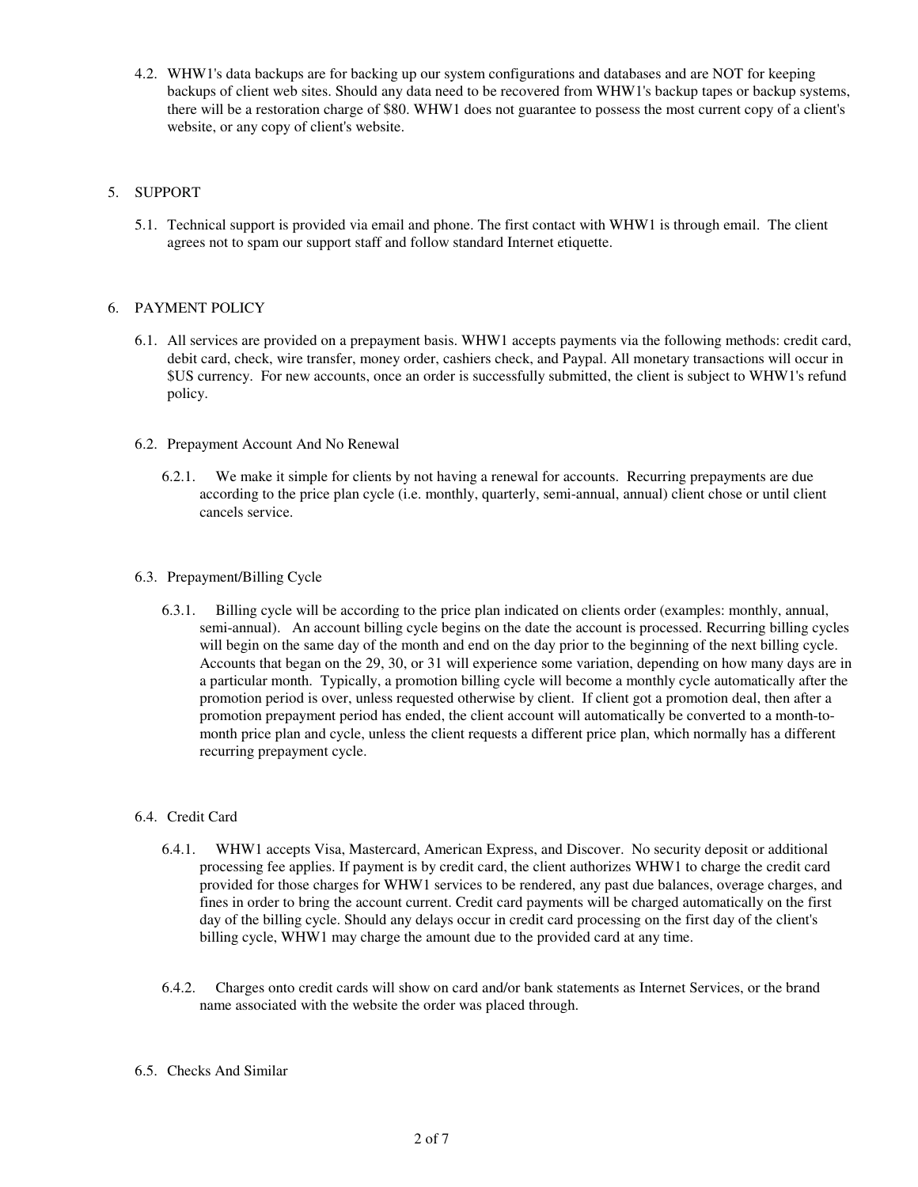4.2. WHW1's data backups are for backing up our system configurations and databases and are NOT for keeping backups of client web sites. Should any data need to be recovered from WHW1's backup tapes or backup systems, there will be a restoration charge of $80. WHW1 does not guarantee to possess the most current copy of a client's website, or any copy of client's website.

## 5. SUPPORT

5.1. Technical support is provided via email and phone. The first contact with WHW1 is through email. The client agrees not to spam our support staff and follow standard Internet etiquette.

## 6. PAYMENT POLICY

6.1. All services are provided on a prepayment basis. WHW1 accepts payments via the following methods: credit card, debit card, check, wire transfer, money order, cashiers check, and Paypal. All monetary transactions will occur in $US currency. For new accounts, once an order is successfully submitted, the client is subject to WHW1's refund policy.

### 6.2. Prepayment Account And No Renewal

6.2.1. We make it simple for clients by not having a renewal for accounts. Recurring prepayments are due according to the price plan cycle (i.e. monthly, quarterly, semi-annual, annual) client chose or until client cancels service.

### 6.3. Prepayment/Billing Cycle

6.3.1. Billing cycle will be according to the price plan indicated on clients order (examples: monthly, annual, semi-annual). An account billing cycle begins on the date the account is processed. Recurring billing cycles will begin on the same day of the month and end on the day prior to the beginning of the next billing cycle. Accounts that began on the 29, 30, or 31 will experience some variation, depending on how many days are in a particular month. Typically, a promotion billing cycle will become a monthly cycle automatically after the promotion period is over, unless requested otherwise by client. If client got a promotion deal, then after a promotion prepayment period has ended, the client account will automatically be converted to a month-to-month price plan and cycle, unless the client requests a different price plan, which normally has a different recurring prepayment cycle.

### 6.4. Credit Card

6.4.1. WHW1 accepts Visa, Mastercard, American Express, and Discover. No security deposit or additional processing fee applies. If payment is by credit card, the client authorizes WHW1 to charge the credit card provided for those charges for WHW1 services to be rendered, any past due balances, overage charges, and fines in order to bring the account current. Credit card payments will be charged automatically on the first day of the billing cycle. Should any delays occur in credit card processing on the first day of the client's billing cycle, WHW1 may charge the amount due to the provided card at any time.

6.4.2. Charges onto credit cards will show on card and/or bank statements as Internet Services, or the brand name associated with the website the order was placed through.

### 6.5. Checks And Similar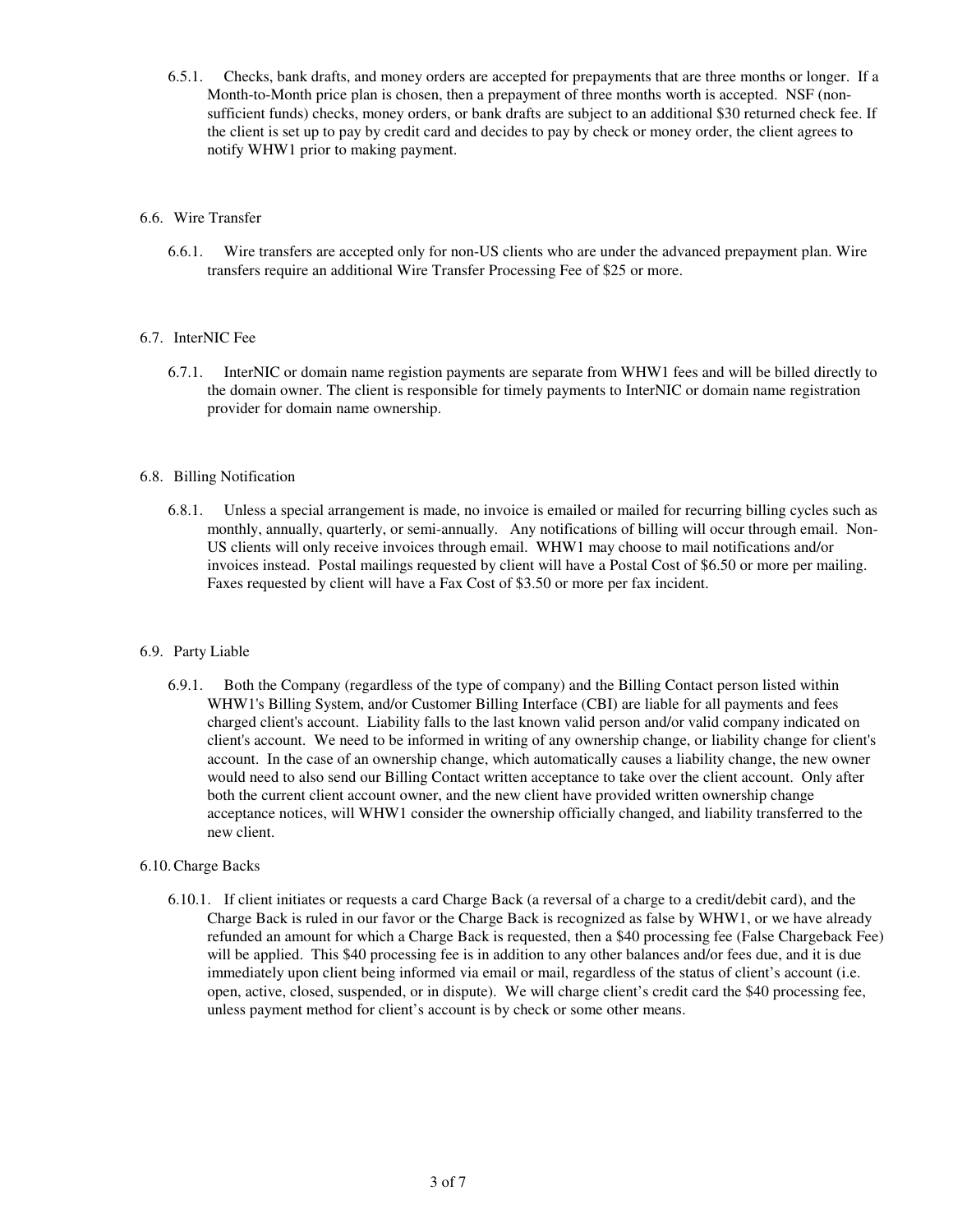6.5.1. Checks, bank drafts, and money orders are accepted for prepayments that are three months or longer. If a Month-to-Month price plan is chosen, then a prepayment of three months worth is accepted. NSF (non-sufficient funds) checks, money orders, or bank drafts are subject to an additional $30 returned check fee. If the client is set up to pay by credit card and decides to pay by check or money order, the client agrees to notify WHW1 prior to making payment.

## 6.6. Wire Transfer

6.6.1. Wire transfers are accepted only for non-US clients who are under the advanced prepayment plan. Wire transfers require an additional Wire Transfer Processing Fee of $25 or more.

## 6.7. InterNIC Fee

6.7.1. InterNIC or domain name registion payments are separate from WHW1 fees and will be billed directly to the domain owner. The client is responsible for timely payments to InterNIC or domain name registration provider for domain name ownership.

## 6.8. Billing Notification

6.8.1. Unless a special arrangement is made, no invoice is emailed or mailed for recurring billing cycles such as monthly, annually, quarterly, or semi-annually. Any notifications of billing will occur through email. Non-US clients will only receive invoices through email. WHW1 may choose to mail notifications and/or invoices instead. Postal mailings requested by client will have a Postal Cost of $6.50 or more per mailing. Faxes requested by client will have a Fax Cost of $3.50 or more per fax incident.

## 6.9. Party Liable

6.9.1. Both the Company (regardless of the type of company) and the Billing Contact person listed within WHW1's Billing System, and/or Customer Billing Interface (CBI) are liable for all payments and fees charged client's account. Liability falls to the last known valid person and/or valid company indicated on client's account. We need to be informed in writing of any ownership change, or liability change for client's account. In the case of an ownership change, which automatically causes a liability change, the new owner would need to also send our Billing Contact written acceptance to take over the client account. Only after both the current client account owner, and the new client have provided written ownership change acceptance notices, will WHW1 consider the ownership officially changed, and liability transferred to the new client.

## 6.10. Charge Backs

6.10.1. If client initiates or requests a card Charge Back (a reversal of a charge to a credit/debit card), and the Charge Back is ruled in our favor or the Charge Back is recognized as false by WHW1, or we have already refunded an amount for which a Charge Back is requested, then a $40 processing fee (False Chargeback Fee) will be applied. This $40 processing fee is in addition to any other balances and/or fees due, and it is due immediately upon client being informed via email or mail, regardless of the status of client's account (i.e. open, active, closed, suspended, or in dispute). We will charge client's credit card the $40 processing fee, unless payment method for client's account is by check or some other means.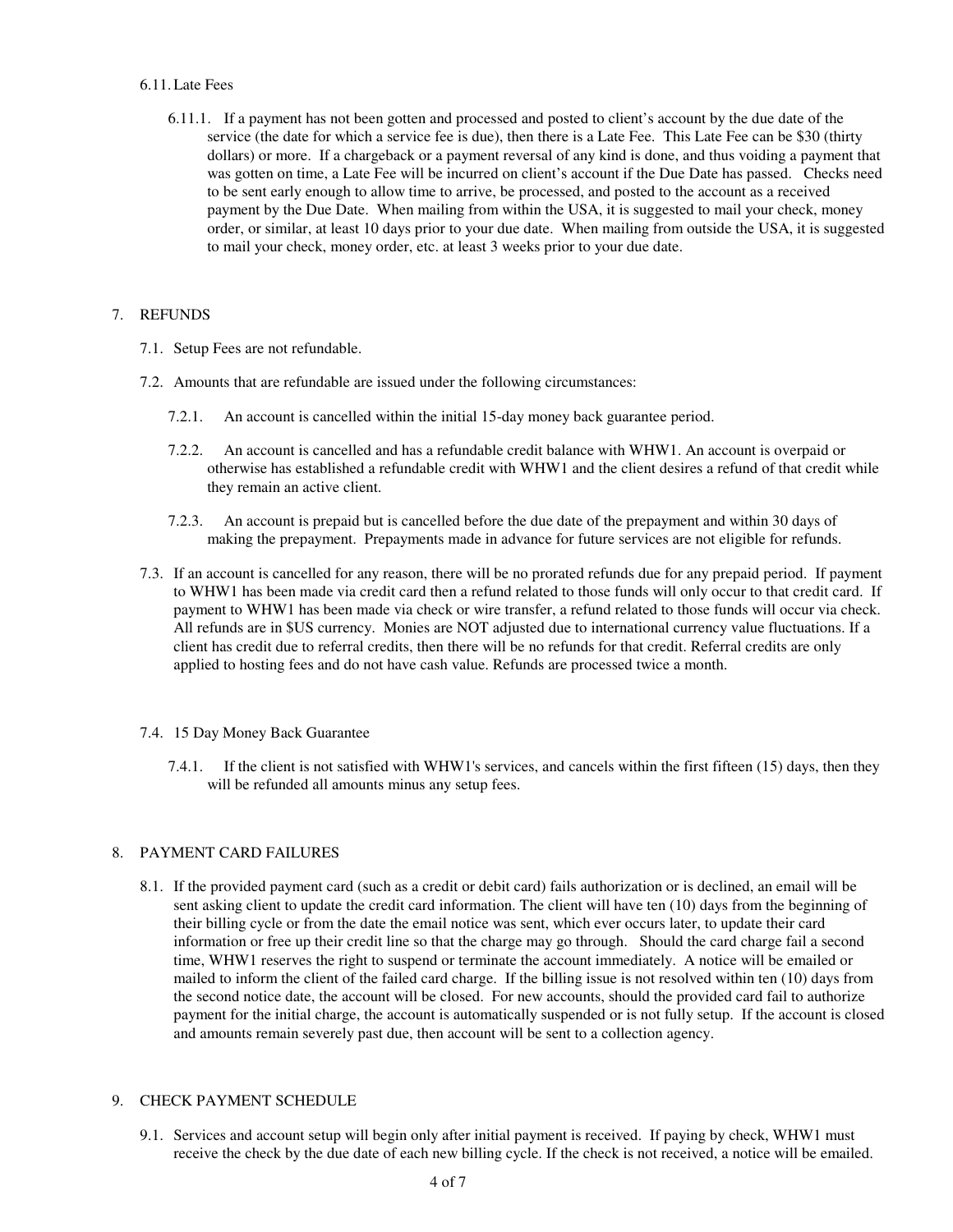6.11. Late Fees

6.11.1. If a payment has not been gotten and processed and posted to client's account by the due date of the service (the date for which a service fee is due), then there is a Late Fee. This Late Fee can be $30 (thirty dollars) or more. If a chargeback or a payment reversal of any kind is done, and thus voiding a payment that was gotten on time, a Late Fee will be incurred on client's account if the Due Date has passed. Checks need to be sent early enough to allow time to arrive, be processed, and posted to the account as a received payment by the Due Date. When mailing from within the USA, it is suggested to mail your check, money order, or similar, at least 10 days prior to your due date. When mailing from outside the USA, it is suggested to mail your check, money order, etc. at least 3 weeks prior to your due date.

## 7. REFUNDS

7.1. Setup Fees are not refundable.

7.2. Amounts that are refundable are issued under the following circumstances:

7.2.1. An account is cancelled within the initial 15-day money back guarantee period.

7.2.2. An account is cancelled and has a refundable credit balance with WHW1. An account is overpaid or otherwise has established a refundable credit with WHW1 and the client desires a refund of that credit while they remain an active client.

7.2.3. An account is prepaid but is cancelled before the due date of the prepayment and within 30 days of making the prepayment. Prepayments made in advance for future services are not eligible for refunds.

7.3. If an account is cancelled for any reason, there will be no prorated refunds due for any prepaid period. If payment to WHW1 has been made via credit card then a refund related to those funds will only occur to that credit card. If payment to WHW1 has been made via check or wire transfer, a refund related to those funds will occur via check. All refunds are in $US currency. Monies are NOT adjusted due to international currency value fluctuations. If a client has credit due to referral credits, then there will be no refunds for that credit. Referral credits are only applied to hosting fees and do not have cash value. Refunds are processed twice a month.

7.4. 15 Day Money Back Guarantee

7.4.1. If the client is not satisfied with WHW1's services, and cancels within the first fifteen (15) days, then they will be refunded all amounts minus any setup fees.

## 8. PAYMENT CARD FAILURES

8.1. If the provided payment card (such as a credit or debit card) fails authorization or is declined, an email will be sent asking client to update the credit card information. The client will have ten (10) days from the beginning of their billing cycle or from the date the email notice was sent, which ever occurs later, to update their card information or free up their credit line so that the charge may go through. Should the card charge fail a second time, WHW1 reserves the right to suspend or terminate the account immediately. A notice will be emailed or mailed to inform the client of the failed card charge. If the billing issue is not resolved within ten (10) days from the second notice date, the account will be closed. For new accounts, should the provided card fail to authorize payment for the initial charge, the account is automatically suspended or is not fully setup. If the account is closed and amounts remain severely past due, then account will be sent to a collection agency.

## 9. CHECK PAYMENT SCHEDULE

9.1. Services and account setup will begin only after initial payment is received. If paying by check, WHW1 must receive the check by the due date of each new billing cycle. If the check is not received, a notice will be emailed.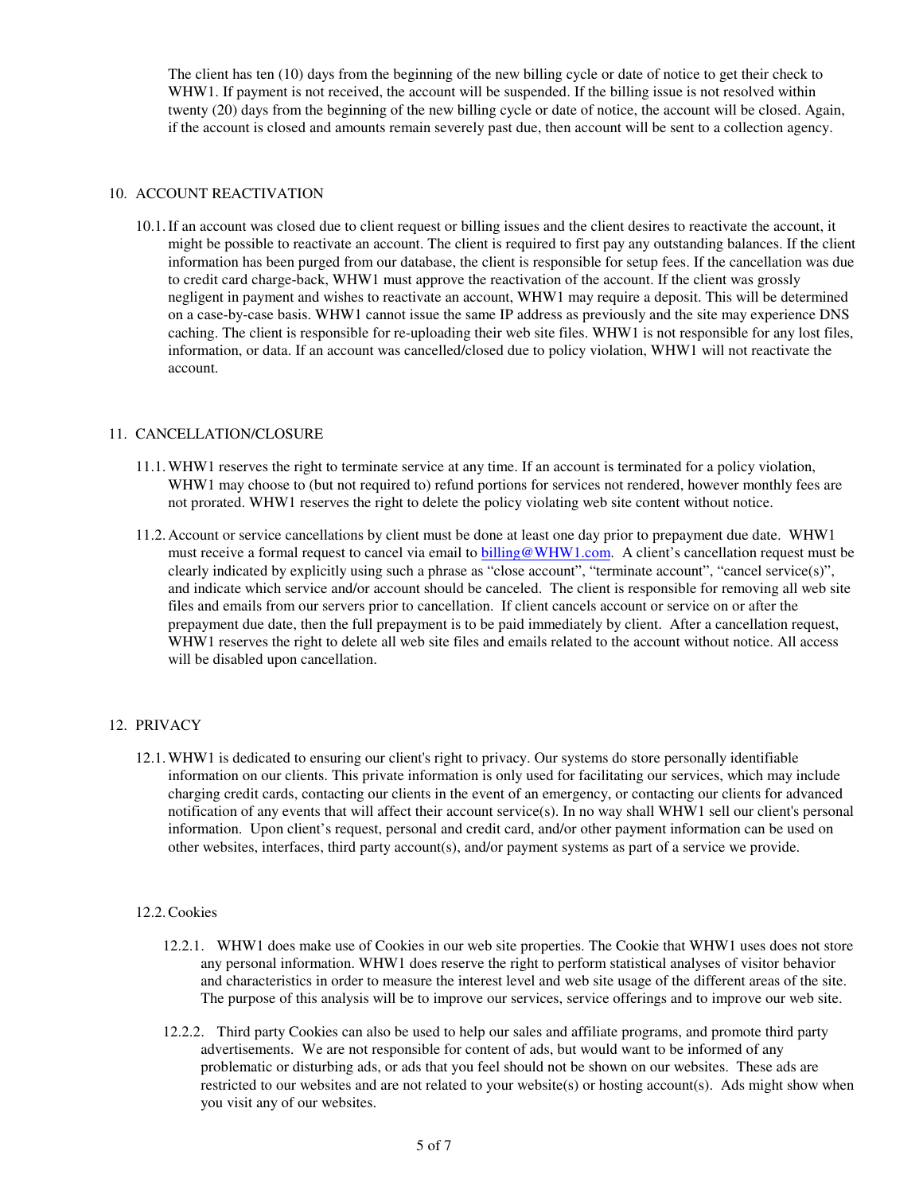The client has ten (10) days from the beginning of the new billing cycle or date of notice to get their check to WHW1. If payment is not received, the account will be suspended. If the billing issue is not resolved within twenty (20) days from the beginning of the new billing cycle or date of notice, the account will be closed. Again, if the account is closed and amounts remain severely past due, then account will be sent to a collection agency.

## 10. ACCOUNT REACTIVATION

10.1. If an account was closed due to client request or billing issues and the client desires to reactivate the account, it might be possible to reactivate an account. The client is required to first pay any outstanding balances. If the client information has been purged from our database, the client is responsible for setup fees. If the cancellation was due to credit card charge-back, WHW1 must approve the reactivation of the account. If the client was grossly negligent in payment and wishes to reactivate an account, WHW1 may require a deposit. This will be determined on a case-by-case basis. WHW1 cannot issue the same IP address as previously and the site may experience DNS caching. The client is responsible for re-uploading their web site files. WHW1 is not responsible for any lost files, information, or data. If an account was cancelled/closed due to policy violation, WHW1 will not reactivate the account.

## 11. CANCELLATION/CLOSURE

11.1. WHW1 reserves the right to terminate service at any time. If an account is terminated for a policy violation, WHW1 may choose to (but not required to) refund portions for services not rendered, however monthly fees are not prorated. WHW1 reserves the right to delete the policy violating web site content without notice.

11.2. Account or service cancellations by client must be done at least one day prior to prepayment due date. WHW1 must receive a formal request to cancel via email to billing@WHW1.com. A client's cancellation request must be clearly indicated by explicitly using such a phrase as "close account", "terminate account", "cancel service(s)", and indicate which service and/or account should be canceled. The client is responsible for removing all web site files and emails from our servers prior to cancellation. If client cancels account or service on or after the prepayment due date, then the full prepayment is to be paid immediately by client. After a cancellation request, WHW1 reserves the right to delete all web site files and emails related to the account without notice. All access will be disabled upon cancellation.

## 12. PRIVACY

12.1. WHW1 is dedicated to ensuring our client's right to privacy. Our systems do store personally identifiable information on our clients. This private information is only used for facilitating our services, which may include charging credit cards, contacting our clients in the event of an emergency, or contacting our clients for advanced notification of any events that will affect their account service(s). In no way shall WHW1 sell our client's personal information. Upon client's request, personal and credit card, and/or other payment information can be used on other websites, interfaces, third party account(s), and/or payment systems as part of a service we provide.

### 12.2. Cookies

12.2.1. WHW1 does make use of Cookies in our web site properties. The Cookie that WHW1 uses does not store any personal information. WHW1 does reserve the right to perform statistical analyses of visitor behavior and characteristics in order to measure the interest level and web site usage of the different areas of the site. The purpose of this analysis will be to improve our services, service offerings and to improve our web site.

12.2.2. Third party Cookies can also be used to help our sales and affiliate programs, and promote third party advertisements. We are not responsible for content of ads, but would want to be informed of any problematic or disturbing ads, or ads that you feel should not be shown on our websites. These ads are restricted to our websites and are not related to your website(s) or hosting account(s). Ads might show when you visit any of our websites.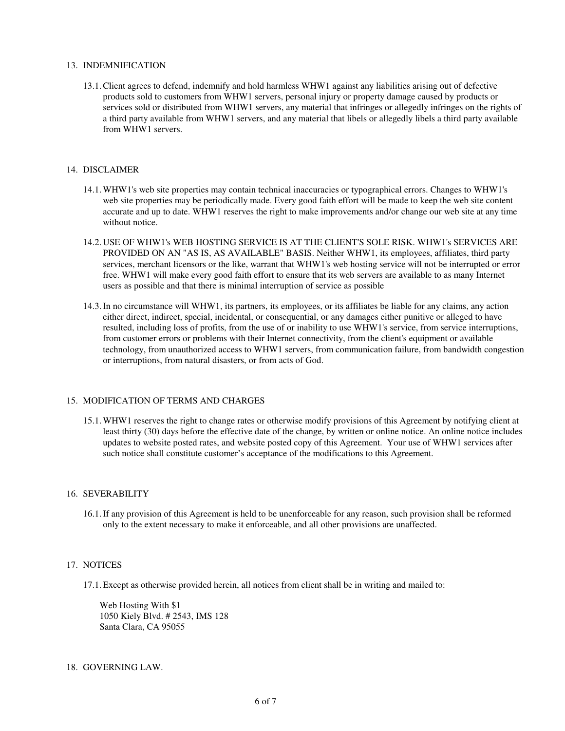## 13. INDEMNIFICATION

13.1. Client agrees to defend, indemnify and hold harmless WHW1 against any liabilities arising out of defective products sold to customers from WHW1 servers, personal injury or property damage caused by products or services sold or distributed from WHW1 servers, any material that infringes or allegedly infringes on the rights of a third party available from WHW1 servers, and any material that libels or allegedly libels a third party available from WHW1 servers.

## 14. DISCLAIMER

14.1. WHW1's web site properties may contain technical inaccuracies or typographical errors. Changes to WHW1's web site properties may be periodically made. Every good faith effort will be made to keep the web site content accurate and up to date. WHW1 reserves the right to make improvements and/or change our web site at any time without notice.

14.2. USE OF WHW1's WEB HOSTING SERVICE IS AT THE CLIENT'S SOLE RISK. WHW1's SERVICES ARE PROVIDED ON AN "AS IS, AS AVAILABLE" BASIS. Neither WHW1, its employees, affiliates, third party services, merchant licensors or the like, warrant that WHW1's web hosting service will not be interrupted or error free. WHW1 will make every good faith effort to ensure that its web servers are available to as many Internet users as possible and that there is minimal interruption of service as possible

14.3. In no circumstance will WHW1, its partners, its employees, or its affiliates be liable for any claims, any action either direct, indirect, special, incidental, or consequential, or any damages either punitive or alleged to have resulted, including loss of profits, from the use of or inability to use WHW1's service, from service interruptions, from customer errors or problems with their Internet connectivity, from the client's equipment or available technology, from unauthorized access to WHW1 servers, from communication failure, from bandwidth congestion or interruptions, from natural disasters, or from acts of God.

## 15. MODIFICATION OF TERMS AND CHARGES

15.1. WHW1 reserves the right to change rates or otherwise modify provisions of this Agreement by notifying client at least thirty (30) days before the effective date of the change, by written or online notice. An online notice includes updates to website posted rates, and website posted copy of this Agreement. Your use of WHW1 services after such notice shall constitute customer's acceptance of the modifications to this Agreement.

## 16. SEVERABILITY

16.1. If any provision of this Agreement is held to be unenforceable for any reason, such provision shall be reformed only to the extent necessary to make it enforceable, and all other provisions are unaffected.

## 17. NOTICES

17.1. Except as otherwise provided herein, all notices from client shall be in writing and mailed to:

Web Hosting With $1
1050 Kiely Blvd. # 2543, IMS 128
Santa Clara, CA 95055

## 18. GOVERNING LAW.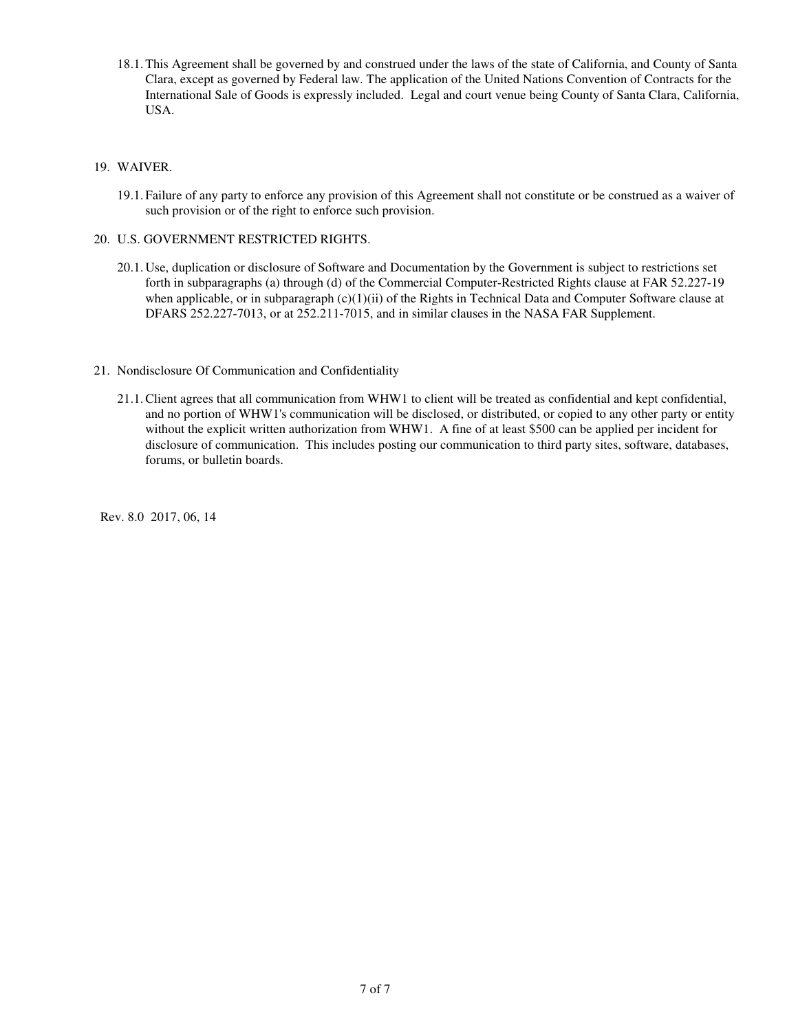18.1. This Agreement shall be governed by and construed under the laws of the state of California, and County of Santa Clara, except as governed by Federal law. The application of the United Nations Convention of Contracts for the International Sale of Goods is expressly included. Legal and court venue being County of Santa Clara, California, USA.

## 19. WAIVER.

19.1. Failure of any party to enforce any provision of this Agreement shall not constitute or be construed as a waiver of such provision or of the right to enforce such provision.

## 20. U.S. GOVERNMENT RESTRICTED RIGHTS.

20.1. Use, duplication or disclosure of Software and Documentation by the Government is subject to restrictions set forth in subparagraphs (a) through (d) of the Commercial Computer-Restricted Rights clause at FAR 52.227-19 when applicable, or in subparagraph (c)(1)(ii) of the Rights in Technical Data and Computer Software clause at DFARS 252.227-7013, or at 252.211-7015, and in similar clauses in the NASA FAR Supplement.

## 21. Nondisclosure Of Communication and Confidentiality

21.1. Client agrees that all communication from WHW1 to client will be treated as confidential and kept confidential, and no portion of WHW1's communication will be disclosed, or distributed, or copied to any other party or entity without the explicit written authorization from WHW1. A fine of at least $500 can be applied per incident for disclosure of communication. This includes posting our communication to third party sites, software, databases, forums, or bulletin boards.

Rev. 8.0 2017, 06, 14